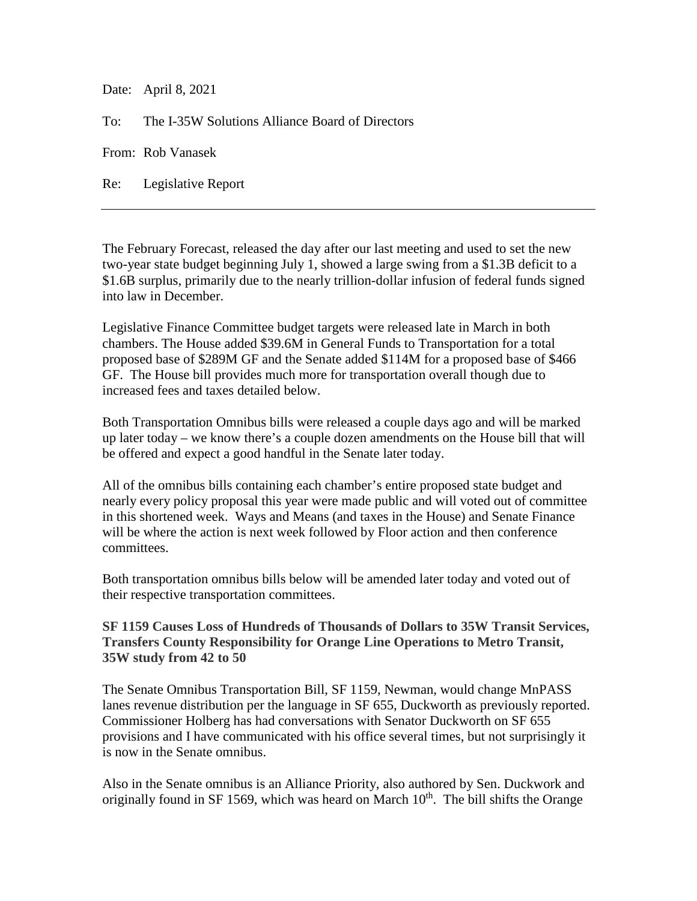Date: April 8, 2021

To: The I-35W Solutions Alliance Board of Directors

From: Rob Vanasek

Re: Legislative Report

---

The February Forecast, released the day after our last meeting and used to set the new two-year state budget beginning July 1, showed a large swing from a $1.3B deficit to a $1.6B surplus, primarily due to the nearly trillion-dollar infusion of federal funds signed into law in December.

Legislative Finance Committee budget targets were released late in March in both chambers. The House added $39.6M in General Funds to Transportation for a total proposed base of $289M GF and the Senate added $114M for a proposed base of $466 GF. The House bill provides much more for transportation overall though due to increased fees and taxes detailed below.

Both Transportation Omnibus bills were released a couple days ago and will be marked up later today – we know there's a couple dozen amendments on the House bill that will be offered and expect a good handful in the Senate later today.

All of the omnibus bills containing each chamber's entire proposed state budget and nearly every policy proposal this year were made public and will voted out of committee in this shortened week. Ways and Means (and taxes in the House) and Senate Finance will be where the action is next week followed by Floor action and then conference committees.

Both transportation omnibus bills below will be amended later today and voted out of their respective transportation committees.

**SF 1159 Causes Loss of Hundreds of Thousands of Dollars to 35W Transit Services, Transfers County Responsibility for Orange Line Operations to Metro Transit, 35W study from 42 to 50**

The Senate Omnibus Transportation Bill, SF 1159, Newman, would change MnPASS lanes revenue distribution per the language in SF 655, Duckworth as previously reported. Commissioner Holberg has had conversations with Senator Duckworth on SF 655 provisions and I have communicated with his office several times, but not surprisingly it is now in the Senate omnibus.

Also in the Senate omnibus is an Alliance Priority, also authored by Sen. Duckwork and originally found in SF 1569, which was heard on March 10th. The bill shifts the Orange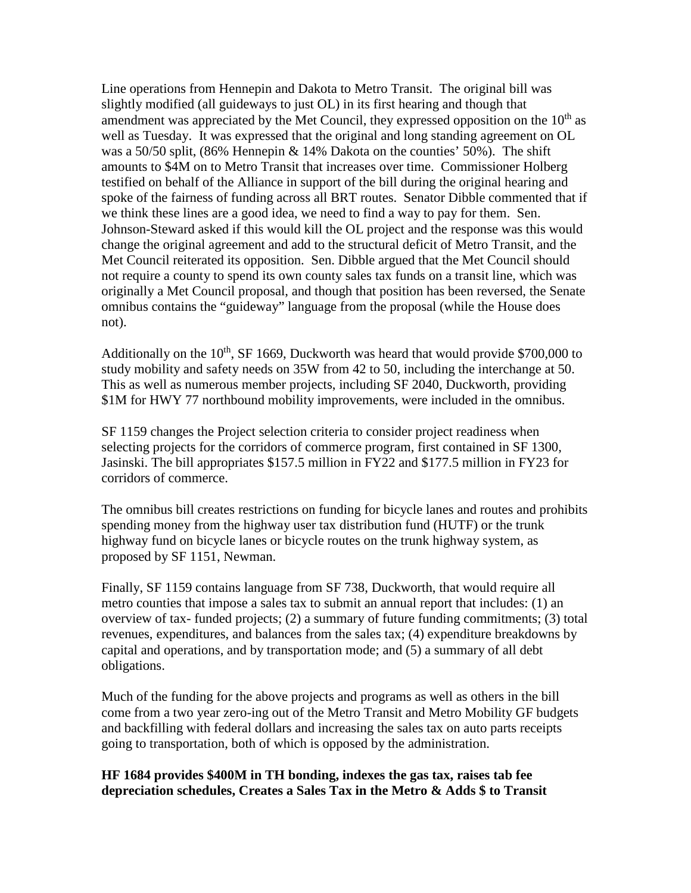Line operations from Hennepin and Dakota to Metro Transit. The original bill was slightly modified (all guideways to just OL) in its first hearing and though that amendment was appreciated by the Met Council, they expressed opposition on the 10th as well as Tuesday. It was expressed that the original and long standing agreement on OL was a 50/50 split, (86% Hennepin & 14% Dakota on the counties' 50%). The shift amounts to $4M on to Metro Transit that increases over time. Commissioner Holberg testified on behalf of the Alliance in support of the bill during the original hearing and spoke of the fairness of funding across all BRT routes. Senator Dibble commented that if we think these lines are a good idea, we need to find a way to pay for them. Sen. Johnson-Steward asked if this would kill the OL project and the response was this would change the original agreement and add to the structural deficit of Metro Transit, and the Met Council reiterated its opposition. Sen. Dibble argued that the Met Council should not require a county to spend its own county sales tax funds on a transit line, which was originally a Met Council proposal, and though that position has been reversed, the Senate omnibus contains the "guideway" language from the proposal (while the House does not).

Additionally on the 10th, SF 1669, Duckworth was heard that would provide $700,000 to study mobility and safety needs on 35W from 42 to 50, including the interchange at 50. This as well as numerous member projects, including SF 2040, Duckworth, providing $1M for HWY 77 northbound mobility improvements, were included in the omnibus.

SF 1159 changes the Project selection criteria to consider project readiness when selecting projects for the corridors of commerce program, first contained in SF 1300, Jasinski. The bill appropriates $157.5 million in FY22 and $177.5 million in FY23 for corridors of commerce.

The omnibus bill creates restrictions on funding for bicycle lanes and routes and prohibits spending money from the highway user tax distribution fund (HUTF) or the trunk highway fund on bicycle lanes or bicycle routes on the trunk highway system, as proposed by SF 1151, Newman.

Finally, SF 1159 contains language from SF 738, Duckworth, that would require all metro counties that impose a sales tax to submit an annual report that includes: (1) an overview of tax- funded projects; (2) a summary of future funding commitments; (3) total revenues, expenditures, and balances from the sales tax; (4) expenditure breakdowns by capital and operations, and by transportation mode; and (5) a summary of all debt obligations.

Much of the funding for the above projects and programs as well as others in the bill come from a two year zero-ing out of the Metro Transit and Metro Mobility GF budgets and backfilling with federal dollars and increasing the sales tax on auto parts receipts going to transportation, both of which is opposed by the administration.

**HF 1684 provides $400M in TH bonding, indexes the gas tax, raises tab fee depreciation schedules, Creates a Sales Tax in the Metro & Adds $ to Transit**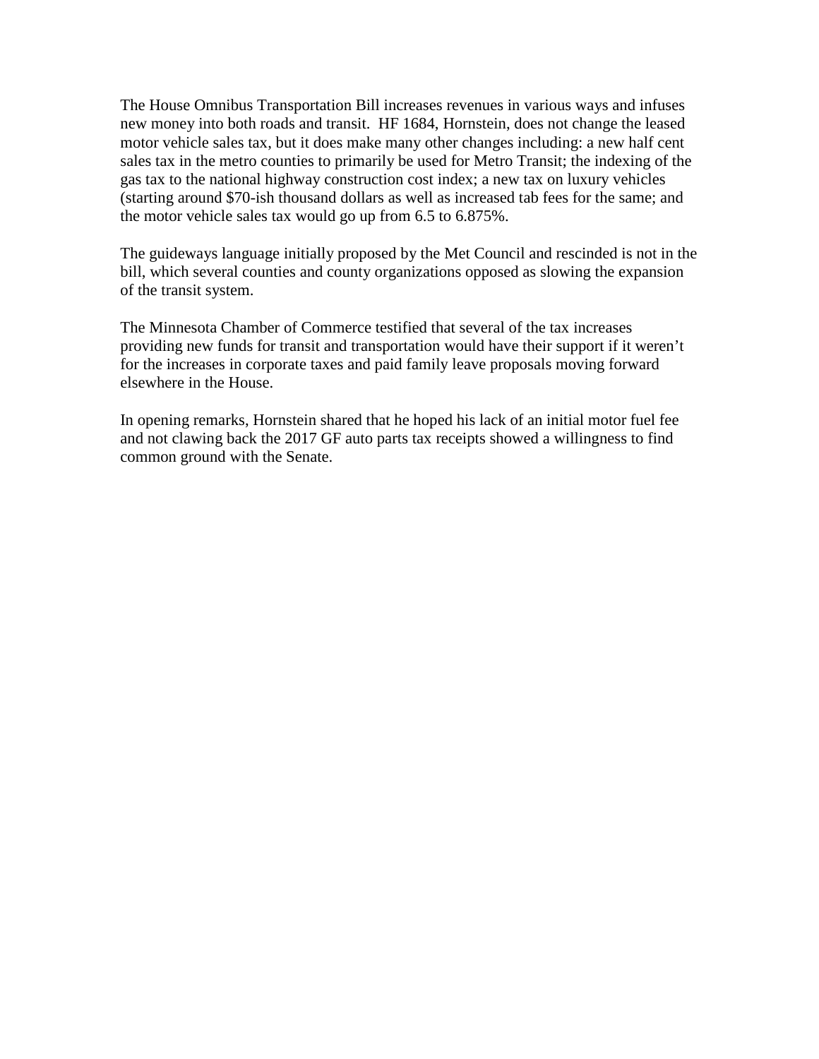The House Omnibus Transportation Bill increases revenues in various ways and infuses new money into both roads and transit.  HF 1684, Hornstein, does not change the leased motor vehicle sales tax, but it does make many other changes including: a new half cent sales tax in the metro counties to primarily be used for Metro Transit; the indexing of the gas tax to the national highway construction cost index; a new tax on luxury vehicles (starting around $70-ish thousand dollars as well as increased tab fees for the same; and the motor vehicle sales tax would go up from 6.5 to 6.875%.

The guideways language initially proposed by the Met Council and rescinded is not in the bill, which several counties and county organizations opposed as slowing the expansion of the transit system.

The Minnesota Chamber of Commerce testified that several of the tax increases providing new funds for transit and transportation would have their support if it weren't for the increases in corporate taxes and paid family leave proposals moving forward elsewhere in the House.

In opening remarks, Hornstein shared that he hoped his lack of an initial motor fuel fee and not clawing back the 2017 GF auto parts tax receipts showed a willingness to find common ground with the Senate.